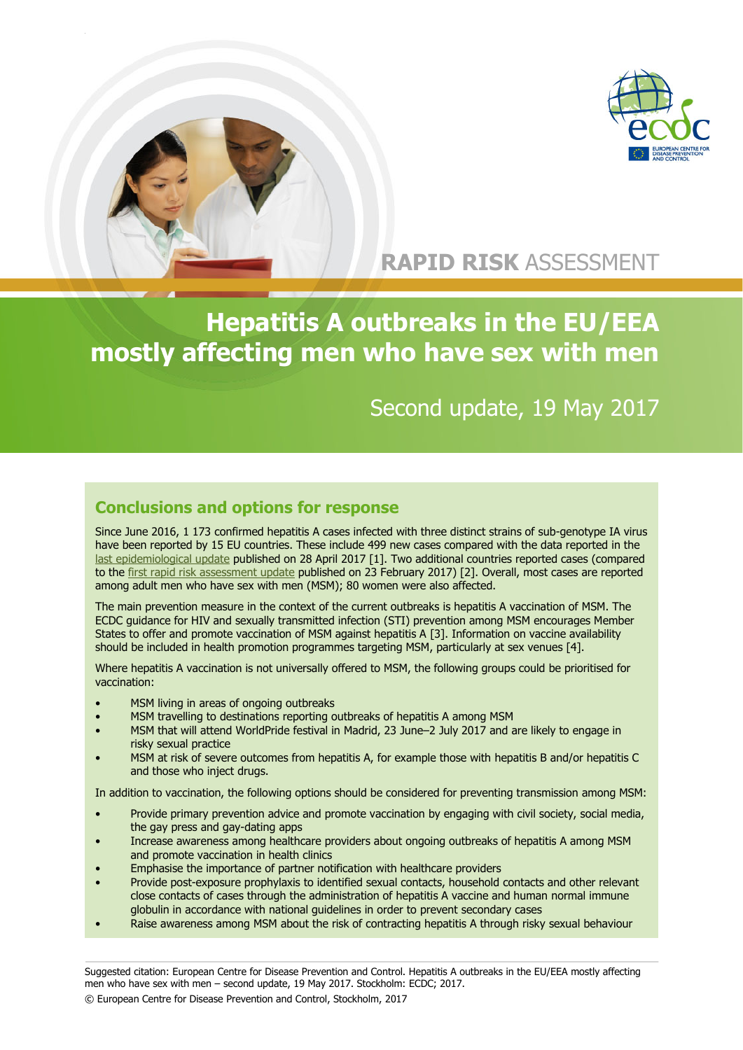RAPID RISK ASSESSMENT

# Hepatitis A outbreaks in the EU/EEA mostly affecting men who have sex with men

Second update, 19 May 2017

## Conclusions and options for response

Since June 2016, 1 173 confirmed hepatitis A cases infected with three distinct strains of sub-genotype IA virus have been reported by 15 EU countries. These include 499 new cases compared with the data reported in the last epidemiological update published on 28 April 2017 [1]. Two additional countries reported cases (compared to the first rapid risk assessment update published on 23 February 2017) [2]. Overall, most cases are reported among adult men who have sex with men (MSM); 80 women were also affected.

The main prevention measure in the context of the current outbreaks is hepatitis A vaccination of MSM. The ECDC guidance for HIV and sexually transmitted infection (STI) prevention among MSM encourages Member States to offer and promote vaccination of MSM against hepatitis A [3]. Information on vaccine availability should be included in health promotion programmes targeting MSM, particularly at sex venues [4].

Where hepatitis A vaccination is not universally offered to MSM, the following groups could be prioritised for vaccination:

- MSM living in areas of ongoing outbreaks
- MSM travelling to destinations reporting outbreaks of hepatitis A among MSM
- MSM that will attend WorldPride festival in Madrid, 23 June–2 July 2017 and are likely to engage in risky sexual practice
- MSM at risk of severe outcomes from hepatitis A, for example those with hepatitis B and/or hepatitis C and those who inject drugs.

In addition to vaccination, the following options should be considered for preventing transmission among MSM:

- Provide primary prevention advice and promote vaccination by engaging with civil society, social media, the gay press and gay-dating apps
- Increase awareness among healthcare providers about ongoing outbreaks of hepatitis A among MSM and promote vaccination in health clinics
- Emphasise the importance of partner notification with healthcare providers
- Provide post-exposure prophylaxis to identified sexual contacts, household contacts and other relevant close contacts of cases through the administration of hepatitis A vaccine and human normal immune globulin in accordance with national guidelines in order to prevent secondary cases
- Raise awareness among MSM about the risk of contracting hepatitis A through risky sexual behaviour

Suggested citation: European Centre for Disease Prevention and Control. Hepatitis A outbreaks in the EU/EEA mostly affecting men who have sex with men – second update, 19 May 2017. Stockholm: ECDC; 2017.

© European Centre for Disease Prevention and Control, Stockholm, 2017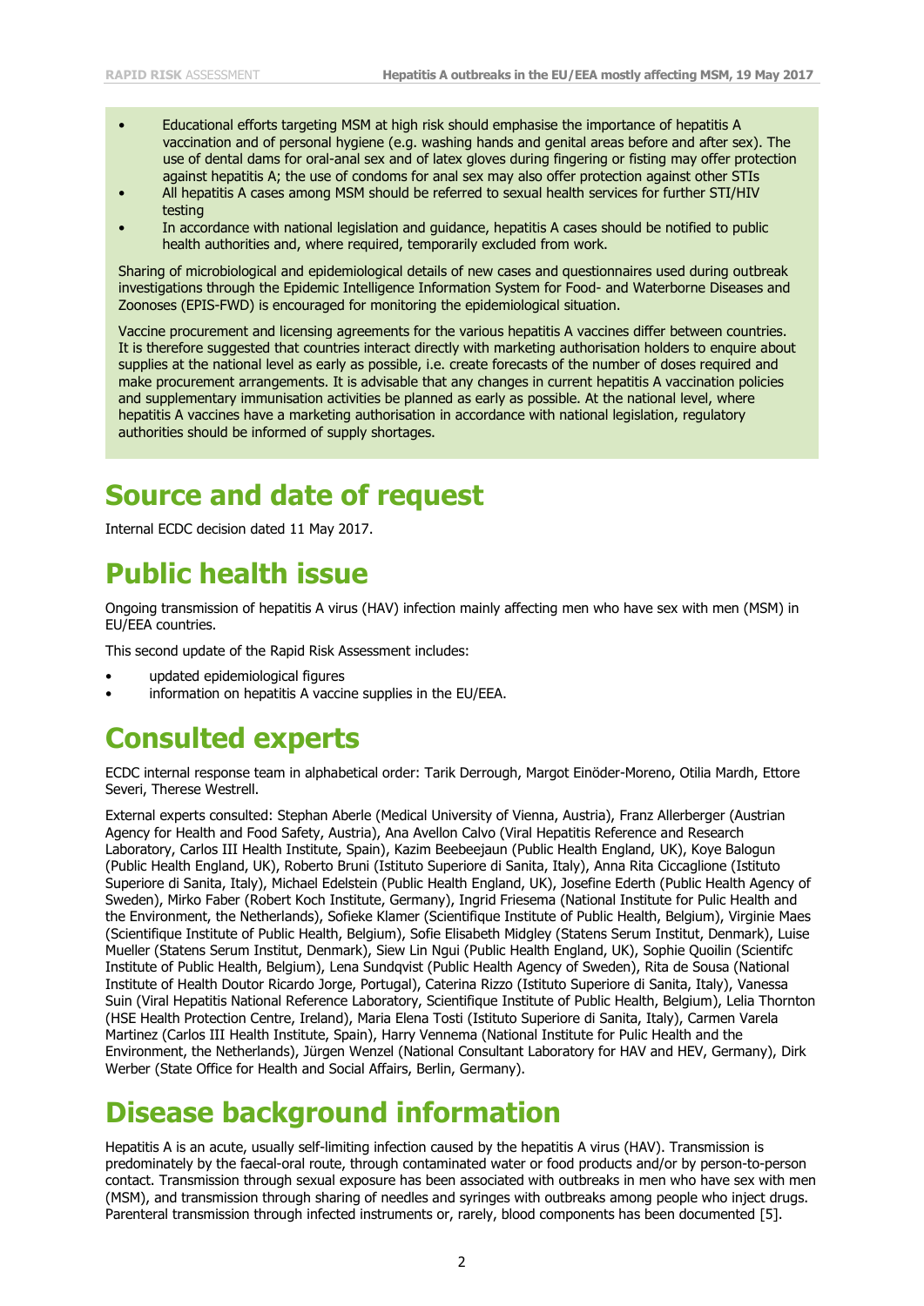- Educational efforts targeting MSM at high risk should emphasise the importance of hepatitis A vaccination and of personal hygiene (e.g. washing hands and genital areas before and after sex). The use of dental dams for oral-anal sex and of latex gloves during fingering or fisting may offer protection against hepatitis A; the use of condoms for anal sex may also offer protection against other STIs
- All hepatitis A cases among MSM should be referred to sexual health services for further STI/HIV testing
- In accordance with national legislation and guidance, hepatitis A cases should be notified to public health authorities and, where required, temporarily excluded from work.

Sharing of microbiological and epidemiological details of new cases and questionnaires used during outbreak investigations through the Epidemic Intelligence Information System for Food- and Waterborne Diseases and Zoonoses (EPIS-FWD) is encouraged for monitoring the epidemiological situation.

Vaccine procurement and licensing agreements for the various hepatitis A vaccines differ between countries. It is therefore suggested that countries interact directly with marketing authorisation holders to enquire about supplies at the national level as early as possible, i.e. create forecasts of the number of doses required and make procurement arrangements. It is advisable that any changes in current hepatitis A vaccination policies and supplementary immunisation activities be planned as early as possible. At the national level, where hepatitis A vaccines have a marketing authorisation in accordance with national legislation, regulatory authorities should be informed of supply shortages.

# Source and date of request

Internal ECDC decision dated 11 May 2017.

# Public health issue

Ongoing transmission of hepatitis A virus (HAV) infection mainly affecting men who have sex with men (MSM) in EU/EEA countries.

This second update of the Rapid Risk Assessment includes:

- updated epidemiological figures
- information on hepatitis A vaccine supplies in the EU/EEA.

# Consulted experts

ECDC internal response team in alphabetical order: Tarik Derrough, Margot Einöder-Moreno, Otilia Mardh, Ettore Severi, Therese Westrell.

External experts consulted: Stephan Aberle (Medical University of Vienna, Austria), Franz Allerberger (Austrian Agency for Health and Food Safety, Austria), Ana Avellon Calvo (Viral Hepatitis Reference and Research Laboratory, Carlos III Health Institute, Spain), Kazim Beebeejaun (Public Health England, UK), Koye Balogun (Public Health England, UK), Roberto Bruni (Istituto Superiore di Sanita, Italy), Anna Rita Ciccaglione (Istituto Superiore di Sanita, Italy), Michael Edelstein (Public Health England, UK), Josefine Ederth (Public Health Agency of Sweden), Mirko Faber (Robert Koch Institute, Germany), Ingrid Friesema (National Institute for Pulic Health and the Environment, the Netherlands), Sofieke Klamer (Scientifique Institute of Public Health, Belgium), Virginie Maes (Scientifique Institute of Public Health, Belgium), Sofie Elisabeth Midgley (Statens Serum Institut, Denmark), Luise Mueller (Statens Serum Institut, Denmark), Siew Lin Ngui (Public Health England, UK), Sophie Quoilin (Scientifc Institute of Public Health, Belgium), Lena Sundqvist (Public Health Agency of Sweden), Rita de Sousa (National Institute of Health Doutor Ricardo Jorge, Portugal), Caterina Rizzo (Istituto Superiore di Sanita, Italy), Vanessa Suin (Viral Hepatitis National Reference Laboratory, Scientifique Institute of Public Health, Belgium), Lelia Thornton (HSE Health Protection Centre, Ireland), Maria Elena Tosti (Istituto Superiore di Sanita, Italy), Carmen Varela Martinez (Carlos III Health Institute, Spain), Harry Vennema (National Institute for Pulic Health and the Environment, the Netherlands), Jürgen Wenzel (National Consultant Laboratory for HAV and HEV, Germany), Dirk Werber (State Office for Health and Social Affairs, Berlin, Germany).

# Disease background information

Hepatitis A is an acute, usually self-limiting infection caused by the hepatitis A virus (HAV). Transmission is predominately by the faecal-oral route, through contaminated water or food products and/or by person-to-person contact. Transmission through sexual exposure has been associated with outbreaks in men who have sex with men (MSM), and transmission through sharing of needles and syringes with outbreaks among people who inject drugs. Parenteral transmission through infected instruments or, rarely, blood components has been documented [5].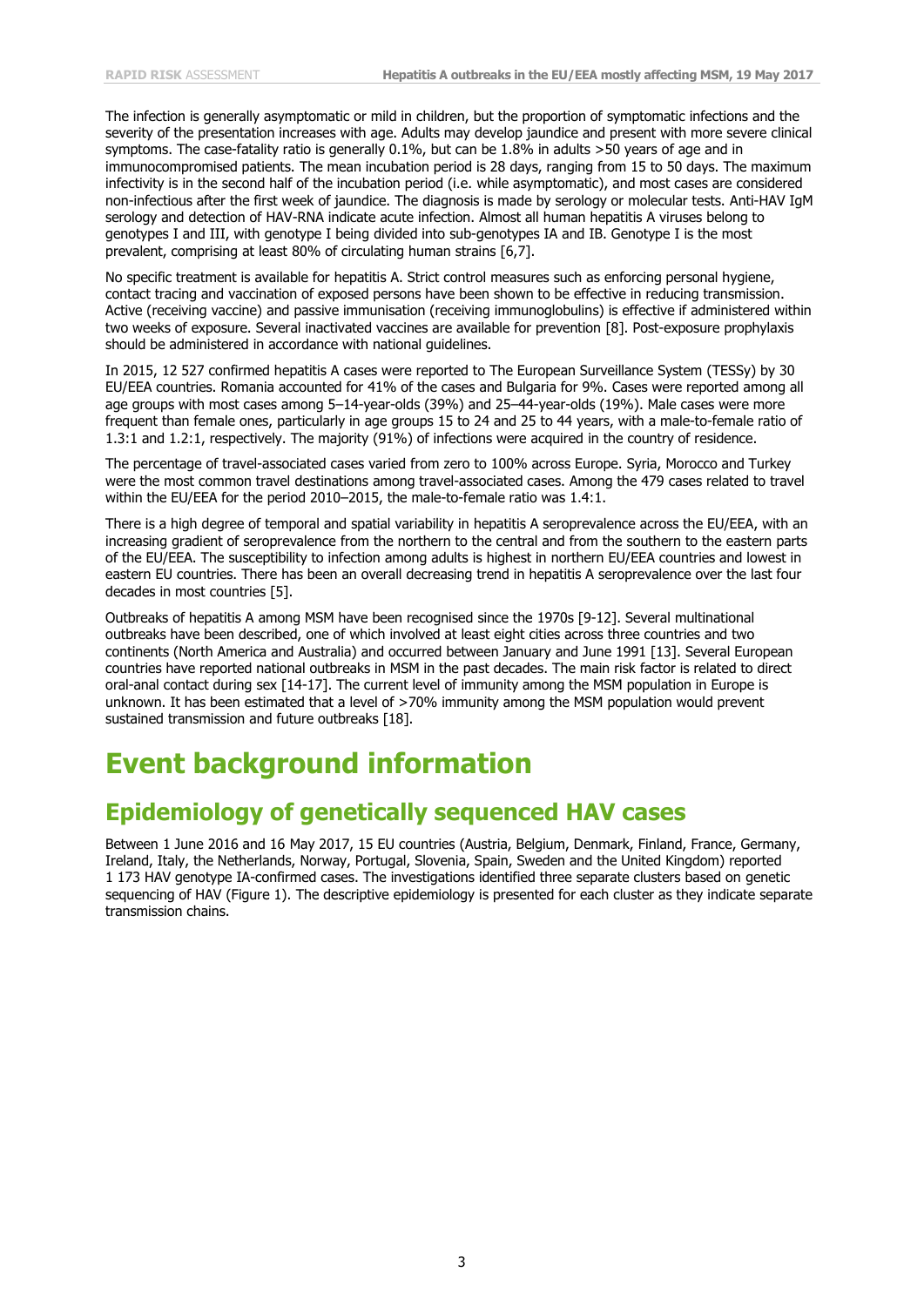The infection is generally asymptomatic or mild in children, but the proportion of symptomatic infections and the severity of the presentation increases with age. Adults may develop jaundice and present with more severe clinical symptoms. The case-fatality ratio is generally 0.1%, but can be 1.8% in adults >50 years of age and in immunocompromised patients. The mean incubation period is 28 days, ranging from 15 to 50 days. The maximum infectivity is in the second half of the incubation period (i.e. while asymptomatic), and most cases are considered non-infectious after the first week of jaundice. The diagnosis is made by serology or molecular tests. Anti-HAV IgM serology and detection of HAV-RNA indicate acute infection. Almost all human hepatitis A viruses belong to genotypes I and III, with genotype I being divided into sub-genotypes IA and IB. Genotype I is the most prevalent, comprising at least 80% of circulating human strains [6,7].

No specific treatment is available for hepatitis A. Strict control measures such as enforcing personal hygiene, contact tracing and vaccination of exposed persons have been shown to be effective in reducing transmission. Active (receiving vaccine) and passive immunisation (receiving immunoglobulins) is effective if administered within two weeks of exposure. Several inactivated vaccines are available for prevention [8]. Post-exposure prophylaxis should be administered in accordance with national guidelines.

In 2015, 12 527 confirmed hepatitis A cases were reported to The European Surveillance System (TESSy) by 30 EU/EEA countries. Romania accounted for 41% of the cases and Bulgaria for 9%. Cases were reported among all age groups with most cases among 5–14-year-olds (39%) and 25–44-year-olds (19%). Male cases were more frequent than female ones, particularly in age groups 15 to 24 and 25 to 44 years, with a male-to-female ratio of 1.3:1 and 1.2:1, respectively. The majority (91%) of infections were acquired in the country of residence.

The percentage of travel-associated cases varied from zero to 100% across Europe. Syria, Morocco and Turkey were the most common travel destinations among travel-associated cases. Among the 479 cases related to travel within the EU/EEA for the period 2010–2015, the male-to-female ratio was 1.4:1.

There is a high degree of temporal and spatial variability in hepatitis A seroprevalence across the EU/EEA, with an increasing gradient of seroprevalence from the northern to the central and from the southern to the eastern parts of the EU/EEA. The susceptibility to infection among adults is highest in northern EU/EEA countries and lowest in eastern EU countries. There has been an overall decreasing trend in hepatitis A seroprevalence over the last four decades in most countries [5].

Outbreaks of hepatitis A among MSM have been recognised since the 1970s [9-12]. Several multinational outbreaks have been described, one of which involved at least eight cities across three countries and two continents (North America and Australia) and occurred between January and June 1991 [13]. Several European countries have reported national outbreaks in MSM in the past decades. The main risk factor is related to direct oral-anal contact during sex [14-17]. The current level of immunity among the MSM population in Europe is unknown. It has been estimated that a level of >70% immunity among the MSM population would prevent sustained transmission and future outbreaks [18].

# Event background information

## Epidemiology of genetically sequenced HAV cases

Between 1 June 2016 and 16 May 2017, 15 EU countries (Austria, Belgium, Denmark, Finland, France, Germany, Ireland, Italy, the Netherlands, Norway, Portugal, Slovenia, Spain, Sweden and the United Kingdom) reported 1 173 HAV genotype IA-confirmed cases. The investigations identified three separate clusters based on genetic sequencing of HAV (Figure 1). The descriptive epidemiology is presented for each cluster as they indicate separate transmission chains.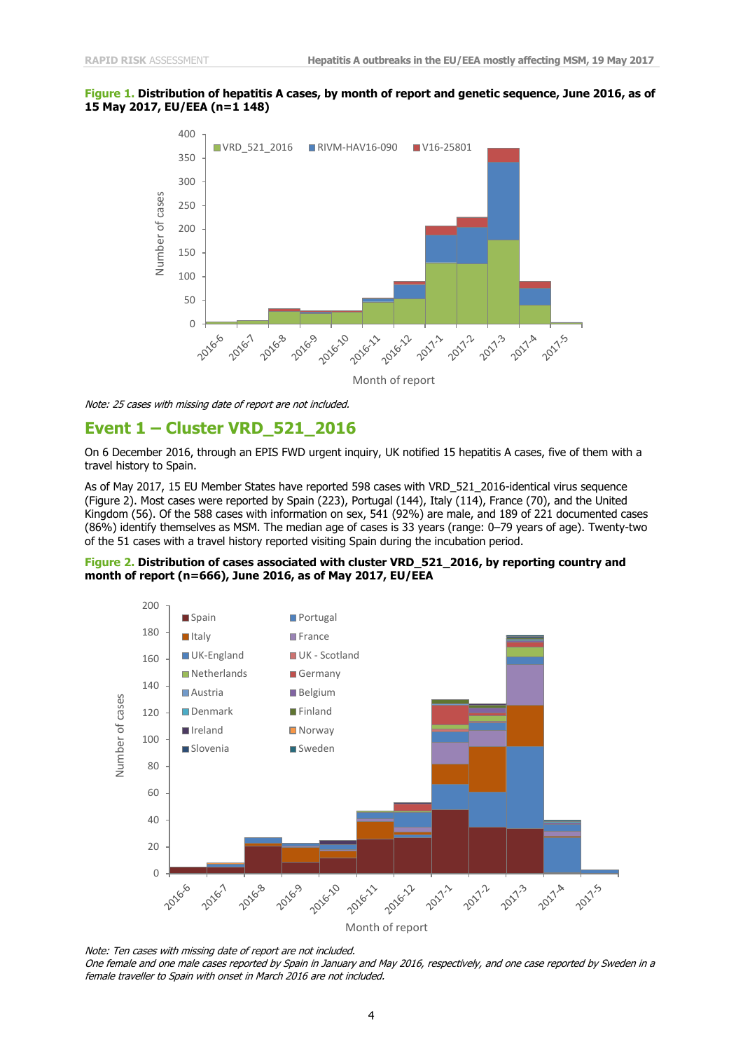**Figure 1.** **Distribution of hepatitis A cases, by month of report and genetic sequence, June 2016, as of 15 May 2017, EU/EEA (n=1 148)**

*Note: 25 cases with missing date of report are not included.*

## Event 1 – Cluster VRD_521_2016

On 6 December 2016, through an EPIS FWD urgent inquiry, UK notified 15 hepatitis A cases, five of them with a travel history to Spain.

As of May 2017, 15 EU Member States have reported 598 cases with VRD_521_2016-identical virus sequence (Figure 2). Most cases were reported by Spain (223), Portugal (144), Italy (114), France (70), and the United Kingdom (56). Of the 588 cases with information on sex, 541 (92%) are male, and 189 of 221 documented cases (86%) identify themselves as MSM. The median age of cases is 33 years (range: 0–79 years of age). Twenty-two of the 51 cases with a travel history reported visiting Spain during the incubation period.

**Figure 2.** **Distribution of cases associated with cluster VRD_521_2016, by reporting country and month of report (n=666), June 2016, as of May 2017, EU/EEA**

*Note: Ten cases with missing date of report are not included.*
*One female and one male cases reported by Spain in January and May 2016, respectively, and one case reported by Sweden in a female traveller to Spain with onset in March 2016 are not included.*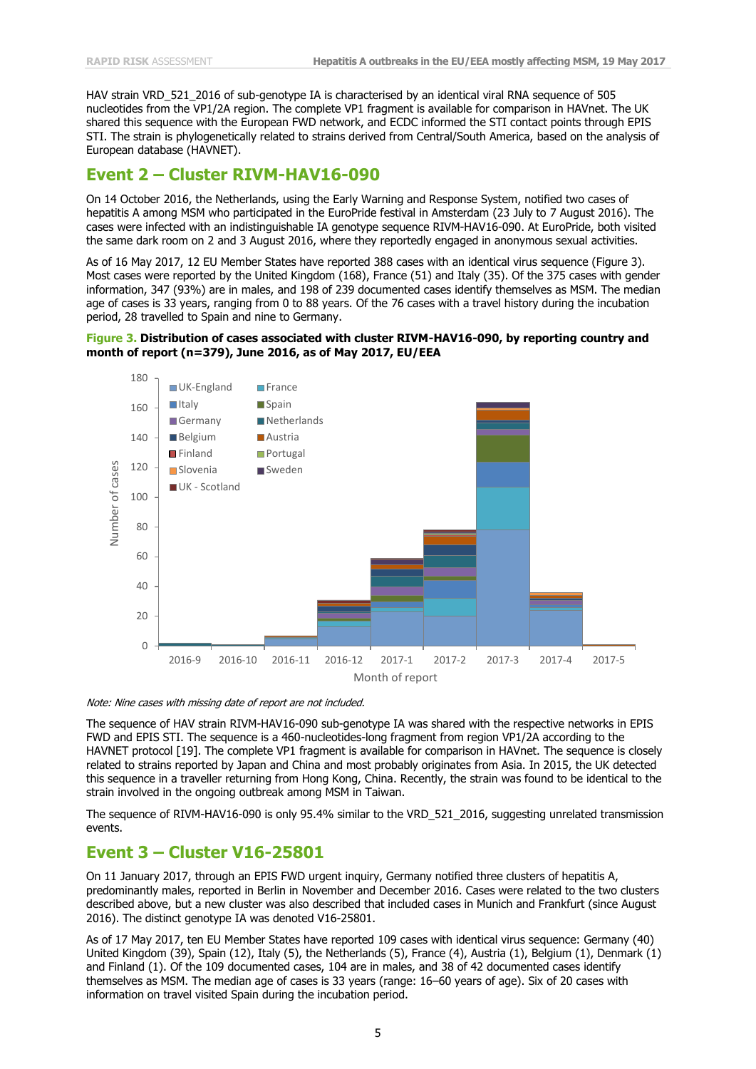HAV strain VRD_521_2016 of sub-genotype IA is characterised by an identical viral RNA sequence of 505 nucleotides from the VP1/2A region. The complete VP1 fragment is available for comparison in HAVnet. The UK shared this sequence with the European FWD network, and ECDC informed the STI contact points through EPIS STI. The strain is phylogenetically related to strains derived from Central/South America, based on the analysis of European database (HAVNET).

## Event 2 – Cluster RIVM-HAV16-090

On 14 October 2016, the Netherlands, using the Early Warning and Response System, notified two cases of hepatitis A among MSM who participated in the EuroPride festival in Amsterdam (23 July to 7 August 2016). The cases were infected with an indistinguishable IA genotype sequence RIVM-HAV16-090. At EuroPride, both visited the same dark room on 2 and 3 August 2016, where they reportedly engaged in anonymous sexual activities.

As of 16 May 2017, 12 EU Member States have reported 388 cases with an identical virus sequence (Figure 3). Most cases were reported by the United Kingdom (168), France (51) and Italy (35). Of the 375 cases with gender information, 347 (93%) are in males, and 198 of 239 documented cases identify themselves as MSM. The median age of cases is 33 years, ranging from 0 to 88 years. Of the 76 cases with a travel history during the incubation period, 28 travelled to Spain and nine to Germany.

**Figure 3. Distribution of cases associated with cluster RIVM-HAV16-090, by reporting country and month of report (n=379), June 2016, as of May 2017, EU/EEA**

*Note: Nine cases with missing date of report are not included.*

The sequence of HAV strain RIVM-HAV16-090 sub-genotype IA was shared with the respective networks in EPIS FWD and EPIS STI. The sequence is a 460-nucleotides-long fragment from region VP1/2A according to the HAVNET protocol [19]. The complete VP1 fragment is available for comparison in HAVnet. The sequence is closely related to strains reported by Japan and China and most probably originates from Asia. In 2015, the UK detected this sequence in a traveller returning from Hong Kong, China. Recently, the strain was found to be identical to the strain involved in the ongoing outbreak among MSM in Taiwan.

The sequence of RIVM-HAV16-090 is only 95.4% similar to the VRD_521_2016, suggesting unrelated transmission events.

## Event 3 – Cluster V16-25801

On 11 January 2017, through an EPIS FWD urgent inquiry, Germany notified three clusters of hepatitis A, predominantly males, reported in Berlin in November and December 2016. Cases were related to the two clusters described above, but a new cluster was also described that included cases in Munich and Frankfurt (since August 2016). The distinct genotype IA was denoted V16-25801.

As of 17 May 2017, ten EU Member States have reported 109 cases with identical virus sequence: Germany (40) United Kingdom (39), Spain (12), Italy (5), the Netherlands (5), France (4), Austria (1), Belgium (1), Denmark (1) and Finland (1). Of the 109 documented cases, 104 are in males, and 38 of 42 documented cases identify themselves as MSM. The median age of cases is 33 years (range: 16–60 years of age). Six of 20 cases with information on travel visited Spain during the incubation period.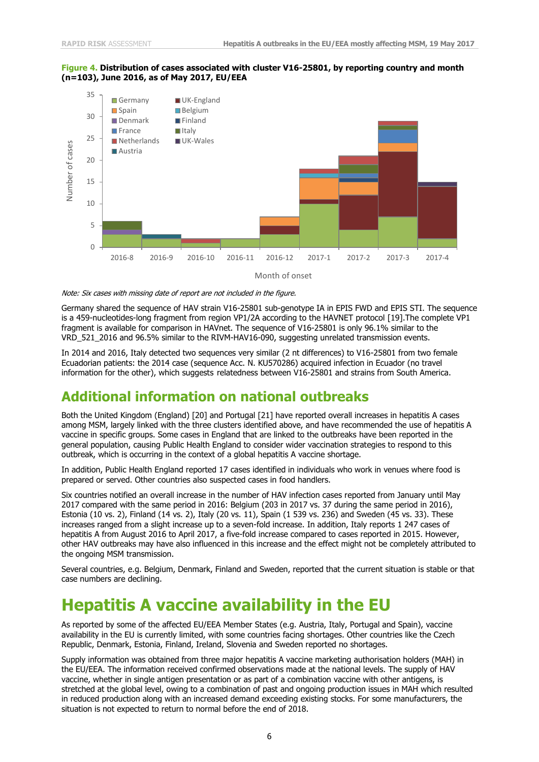**Figure 4. Distribution of cases associated with cluster V16-25801, by reporting country and month (n=103), June 2016, as of May 2017, EU/EEA**

*Note: Six cases with missing date of report are not included in the figure.*

Germany shared the sequence of HAV strain V16-25801 sub-genotype IA in EPIS FWD and EPIS STI. The sequence is a 459-nucleotides-long fragment from region VP1/2A according to the HAVNET protocol [19].The complete VP1 fragment is available for comparison in HAVnet. The sequence of V16-25801 is only 96.1% similar to the VRD_521_2016 and 96.5% similar to the RIVM-HAV16-090, suggesting unrelated transmission events.

In 2014 and 2016, Italy detected two sequences very similar (2 nt differences) to V16-25801 from two female Ecuadorian patients: the 2014 case (sequence Acc. N. KU570286) acquired infection in Ecuador (no travel information for the other), which suggests relatedness between V16-25801 and strains from South America.

## Additional information on national outbreaks

Both the United Kingdom (England) [20] and Portugal [21] have reported overall increases in hepatitis A cases among MSM, largely linked with the three clusters identified above, and have recommended the use of hepatitis A vaccine in specific groups. Some cases in England that are linked to the outbreaks have been reported in the general population, causing Public Health England to consider wider vaccination strategies to respond to this outbreak, which is occurring in the context of a global hepatitis A vaccine shortage.

In addition, Public Health England reported 17 cases identified in individuals who work in venues where food is prepared or served. Other countries also suspected cases in food handlers.

Six countries notified an overall increase in the number of HAV infection cases reported from January until May 2017 compared with the same period in 2016: Belgium (203 in 2017 vs. 37 during the same period in 2016), Estonia (10 vs. 2), Finland (14 vs. 2), Italy (20 vs. 11), Spain (1 539 vs. 236) and Sweden (45 vs. 33). These increases ranged from a slight increase up to a seven-fold increase. In addition, Italy reports 1 247 cases of hepatitis A from August 2016 to April 2017, a five-fold increase compared to cases reported in 2015. However, other HAV outbreaks may have also influenced in this increase and the effect might not be completely attributed to the ongoing MSM transmission.

Several countries, e.g. Belgium, Denmark, Finland and Sweden, reported that the current situation is stable or that case numbers are declining.

# Hepatitis A vaccine availability in the EU

As reported by some of the affected EU/EEA Member States (e.g. Austria, Italy, Portugal and Spain), vaccine availability in the EU is currently limited, with some countries facing shortages. Other countries like the Czech Republic, Denmark, Estonia, Finland, Ireland, Slovenia and Sweden reported no shortages.

Supply information was obtained from three major hepatitis A vaccine marketing authorisation holders (MAH) in the EU/EEA. The information received confirmed observations made at the national levels. The supply of HAV vaccine, whether in single antigen presentation or as part of a combination vaccine with other antigens, is stretched at the global level, owing to a combination of past and ongoing production issues in MAH which resulted in reduced production along with an increased demand exceeding existing stocks. For some manufacturers, the situation is not expected to return to normal before the end of 2018.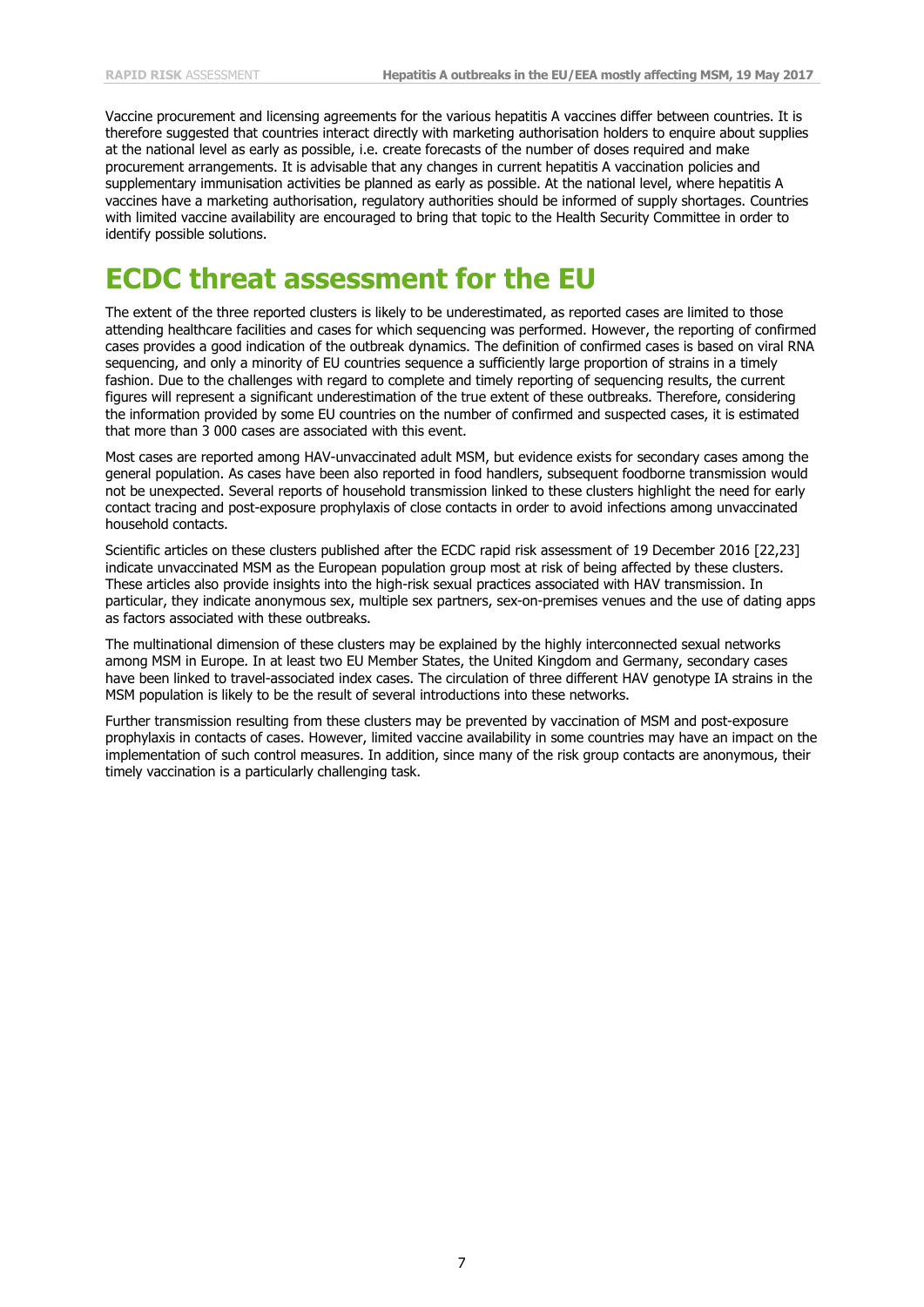Vaccine procurement and licensing agreements for the various hepatitis A vaccines differ between countries. It is therefore suggested that countries interact directly with marketing authorisation holders to enquire about supplies at the national level as early as possible, i.e. create forecasts of the number of doses required and make procurement arrangements. It is advisable that any changes in current hepatitis A vaccination policies and supplementary immunisation activities be planned as early as possible. At the national level, where hepatitis A vaccines have a marketing authorisation, regulatory authorities should be informed of supply shortages. Countries with limited vaccine availability are encouraged to bring that topic to the Health Security Committee in order to identify possible solutions.

# ECDC threat assessment for the EU

The extent of the three reported clusters is likely to be underestimated, as reported cases are limited to those attending healthcare facilities and cases for which sequencing was performed. However, the reporting of confirmed cases provides a good indication of the outbreak dynamics. The definition of confirmed cases is based on viral RNA sequencing, and only a minority of EU countries sequence a sufficiently large proportion of strains in a timely fashion. Due to the challenges with regard to complete and timely reporting of sequencing results, the current figures will represent a significant underestimation of the true extent of these outbreaks. Therefore, considering the information provided by some EU countries on the number of confirmed and suspected cases, it is estimated that more than 3 000 cases are associated with this event.

Most cases are reported among HAV-unvaccinated adult MSM, but evidence exists for secondary cases among the general population. As cases have been also reported in food handlers, subsequent foodborne transmission would not be unexpected. Several reports of household transmission linked to these clusters highlight the need for early contact tracing and post-exposure prophylaxis of close contacts in order to avoid infections among unvaccinated household contacts.

Scientific articles on these clusters published after the ECDC rapid risk assessment of 19 December 2016 [22,23] indicate unvaccinated MSM as the European population group most at risk of being affected by these clusters. These articles also provide insights into the high-risk sexual practices associated with HAV transmission. In particular, they indicate anonymous sex, multiple sex partners, sex-on-premises venues and the use of dating apps as factors associated with these outbreaks.

The multinational dimension of these clusters may be explained by the highly interconnected sexual networks among MSM in Europe. In at least two EU Member States, the United Kingdom and Germany, secondary cases have been linked to travel-associated index cases. The circulation of three different HAV genotype IA strains in the MSM population is likely to be the result of several introductions into these networks.

Further transmission resulting from these clusters may be prevented by vaccination of MSM and post-exposure prophylaxis in contacts of cases. However, limited vaccine availability in some countries may have an impact on the implementation of such control measures. In addition, since many of the risk group contacts are anonymous, their timely vaccination is a particularly challenging task.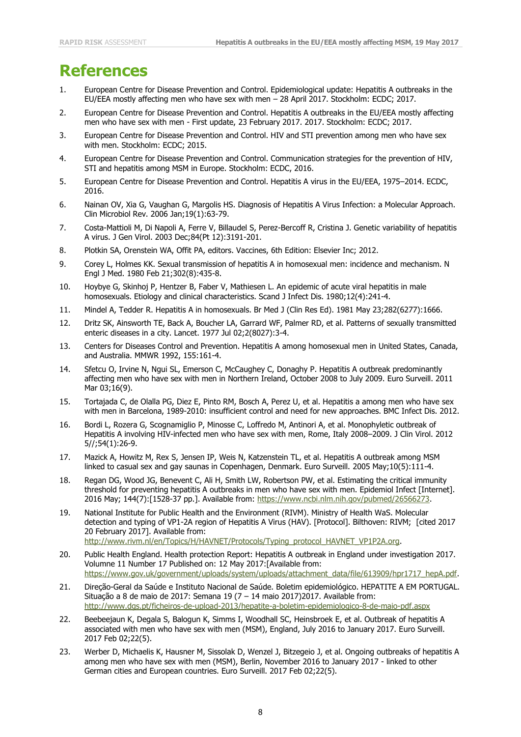# References

1. European Centre for Disease Prevention and Control. Epidemiological update: Hepatitis A outbreaks in the EU/EEA mostly affecting men who have sex with men – 28 April 2017. Stockholm: ECDC; 2017.
2. European Centre for Disease Prevention and Control. Hepatitis A outbreaks in the EU/EEA mostly affecting men who have sex with men - First update, 23 February 2017. 2017. Stockholm: ECDC; 2017.
3. European Centre for Disease Prevention and Control. HIV and STI prevention among men who have sex with men. Stockholm: ECDC; 2015.
4. European Centre for Disease Prevention and Control. Communication strategies for the prevention of HIV, STI and hepatitis among MSM in Europe. Stockholm: ECDC, 2016.
5. European Centre for Disease Prevention and Control. Hepatitis A virus in the EU/EEA, 1975–2014. ECDC, 2016.
6. Nainan OV, Xia G, Vaughan G, Margolis HS. Diagnosis of Hepatitis A Virus Infection: a Molecular Approach. Clin Microbiol Rev. 2006 Jan;19(1):63-79.
7. Costa-Mattioli M, Di Napoli A, Ferre V, Billaudel S, Perez-Bercoff R, Cristina J. Genetic variability of hepatitis A virus. J Gen Virol. 2003 Dec;84(Pt 12):3191-201.
8. Plotkin SA, Orenstein WA, Offit PA, editors. Vaccines, 6th Edition: Elsevier Inc; 2012.
9. Corey L, Holmes KK. Sexual transmission of hepatitis A in homosexual men: incidence and mechanism. N Engl J Med. 1980 Feb 21;302(8):435-8.
10. Hoybye G, Skinhoj P, Hentzer B, Faber V, Mathiesen L. An epidemic of acute viral hepatitis in male homosexuals. Etiology and clinical characteristics. Scand J Infect Dis. 1980;12(4):241-4.
11. Mindel A, Tedder R. Hepatitis A in homosexuals. Br Med J (Clin Res Ed). 1981 May 23;282(6277):1666.
12. Dritz SK, Ainsworth TE, Back A, Boucher LA, Garrard WF, Palmer RD, et al. Patterns of sexually transmitted enteric diseases in a city. Lancet. 1977 Jul 02;2(8027):3-4.
13. Centers for Diseases Control and Prevention. Hepatitis A among homosexual men in United States, Canada, and Australia. MMWR 1992, 155:161-4.
14. Sfetcu O, Irvine N, Ngui SL, Emerson C, McCaughey C, Donaghy P. Hepatitis A outbreak predominantly affecting men who have sex with men in Northern Ireland, October 2008 to July 2009. Euro Surveill. 2011 Mar 03;16(9).
15. Tortajada C, de Olalla PG, Diez E, Pinto RM, Bosch A, Perez U, et al. Hepatitis a among men who have sex with men in Barcelona, 1989-2010: insufficient control and need for new approaches. BMC Infect Dis. 2012.
16. Bordi L, Rozera G, Scognamiglio P, Minosse C, Loffredo M, Antinori A, et al. Monophyletic outbreak of Hepatitis A involving HIV-infected men who have sex with men, Rome, Italy 2008–2009. J Clin Virol. 2012 5//;54(1):26-9.
17. Mazick A, Howitz M, Rex S, Jensen IP, Weis N, Katzenstein TL, et al. Hepatitis A outbreak among MSM linked to casual sex and gay saunas in Copenhagen, Denmark. Euro Surveill. 2005 May;10(5):111-4.
18. Regan DG, Wood JG, Benevent C, Ali H, Smith LW, Robertson PW, et al. Estimating the critical immunity threshold for preventing hepatitis A outbreaks in men who have sex with men. Epidemiol Infect [Internet]. 2016 May; 144(7):[1528-37 pp.]. Available from: https://www.ncbi.nlm.nih.gov/pubmed/26566273.
19. National Institute for Public Health and the Environment (RIVM). Ministry of Health WaS. Molecular detection and typing of VP1-2A region of Hepatitis A Virus (HAV). [Protocol]. Bilthoven: RIVM; [cited 2017 20 February 2017]. Available from: http://www.rivm.nl/en/Topics/H/HAVNET/Protocols/Typing_protocol_HAVNET_VP1P2A.org.
20. Public Health England. Health protection Report: Hepatitis A outbreak in England under investigation 2017. Volunme 11 Number 17 Published on: 12 May 2017:[Available from: https://www.gov.uk/government/uploads/system/uploads/attachment_data/file/613909/hpr1717_hepA.pdf.
21. Direção-Geral da Saúde e Instituto Nacional de Saúde. Boletim epidemiológico. HEPATITE A EM PORTUGAL. Situação a 8 de maio de 2017: Semana 19 (7 – 14 maio 2017)2017. Available from: http://www.dgs.pt/ficheiros-de-upload-2013/hepatite-a-boletim-epidemiologico-8-de-maio-pdf.aspx
22. Beebeejaun K, Degala S, Balogun K, Simms I, Woodhall SC, Heinsbroek E, et al. Outbreak of hepatitis A associated with men who have sex with men (MSM), England, July 2016 to January 2017. Euro Surveill. 2017 Feb 02;22(5).
23. Werber D, Michaelis K, Hausner M, Sissolak D, Wenzel J, Bitzegeio J, et al. Ongoing outbreaks of hepatitis A among men who have sex with men (MSM), Berlin, November 2016 to January 2017 - linked to other German cities and European countries. Euro Surveill. 2017 Feb 02;22(5).